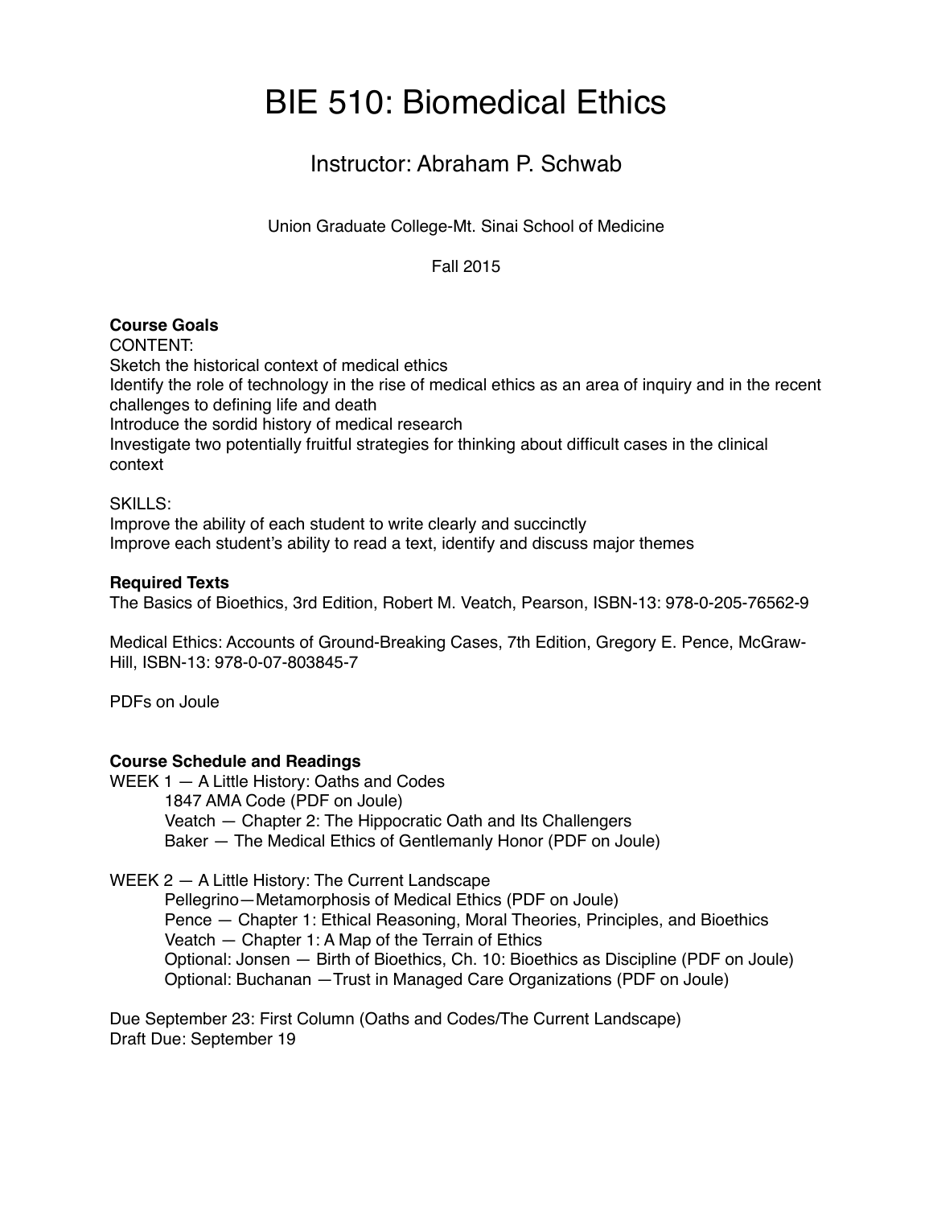# BIE 510: Biomedical Ethics

## Instructor: Abraham P. Schwab

Union Graduate College-Mt. Sinai School of Medicine

Fall 2015

**Course Goals**

CONTENT:

Sketch the historical context of medical ethics

Identify the role of technology in the rise of medical ethics as an area of inquiry and in the recent challenges to defining life and death

Introduce the sordid history of medical research

Investigate two potentially fruitful strategies for thinking about difficult cases in the clinical context

SKILLS:

Improve the ability of each student to write clearly and succinctly

Improve each student's ability to read a text, identify and discuss major themes

**Required Texts**

The Basics of Bioethics, 3rd Edition, Robert M. Veatch, Pearson, ISBN-13: 978-0-205-76562-9

Medical Ethics: Accounts of Ground-Breaking Cases, 7th Edition, Gregory E. Pence, McGraw-Hill, ISBN-13: 978-0-07-803845-7

PDFs on Joule

**Course Schedule and Readings**

WEEK 1 — A Little History: Oaths and Codes

- 1847 AMA Code (PDF on Joule)
- Veatch — Chapter 2: The Hippocratic Oath and Its Challengers
- Baker — The Medical Ethics of Gentlemanly Honor (PDF on Joule)

WEEK 2 — A Little History: The Current Landscape

- Pellegrino—Metamorphosis of Medical Ethics (PDF on Joule)
- Pence — Chapter 1: Ethical Reasoning, Moral Theories, Principles, and Bioethics
- Veatch — Chapter 1: A Map of the Terrain of Ethics
- Optional: Jonsen — Birth of Bioethics, Ch. 10: Bioethics as Discipline (PDF on Joule)
- Optional: Buchanan —Trust in Managed Care Organizations (PDF on Joule)

Due September 23: First Column (Oaths and Codes/The Current Landscape)

Draft Due: September 19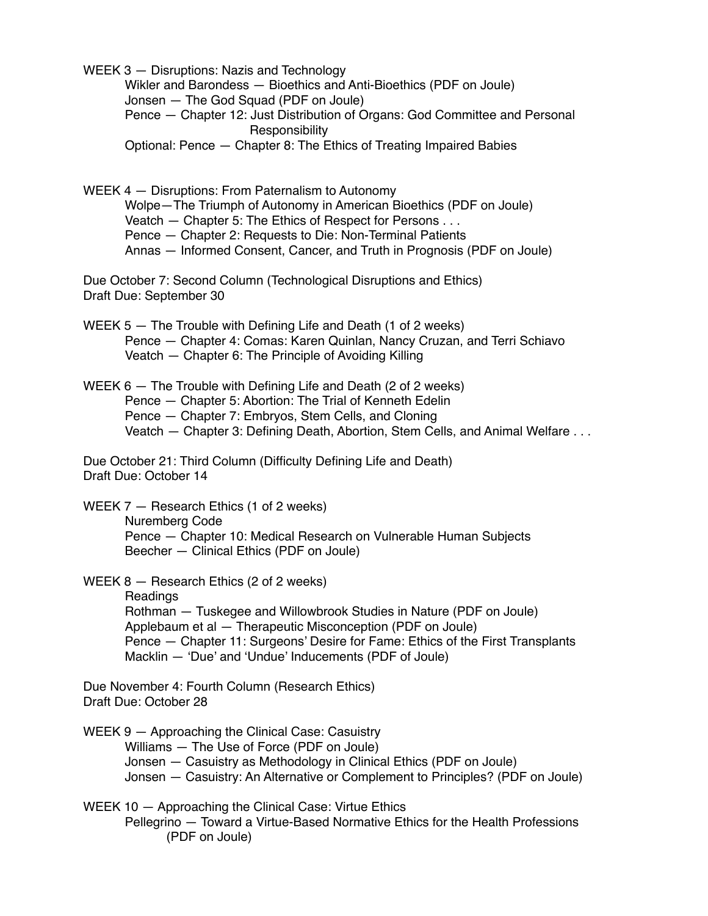WEEK 3 — Disruptions: Nazis and Technology

- Wikler and Barondess — Bioethics and Anti-Bioethics (PDF on Joule)
- Jonsen — The God Squad (PDF on Joule)
- Pence — Chapter 12: Just Distribution of Organs: God Committee and Personal Responsibility
- Optional: Pence — Chapter 8: The Ethics of Treating Impaired Babies

WEEK 4 — Disruptions: From Paternalism to Autonomy

- Wolpe—The Triumph of Autonomy in American Bioethics (PDF on Joule)
- Veatch — Chapter 5: The Ethics of Respect for Persons . . .
- Pence — Chapter 2: Requests to Die: Non-Terminal Patients
- Annas — Informed Consent, Cancer, and Truth in Prognosis (PDF on Joule)

Due October 7: Second Column (Technological Disruptions and Ethics)
Draft Due: September 30

WEEK 5 — The Trouble with Defining Life and Death (1 of 2 weeks)

- Pence — Chapter 4: Comas: Karen Quinlan, Nancy Cruzan, and Terri Schiavo
- Veatch — Chapter 6: The Principle of Avoiding Killing

WEEK 6 — The Trouble with Defining Life and Death (2 of 2 weeks)

- Pence — Chapter 5: Abortion: The Trial of Kenneth Edelin
- Pence — Chapter 7: Embryos, Stem Cells, and Cloning
- Veatch — Chapter 3: Defining Death, Abortion, Stem Cells, and Animal Welfare . . .

Due October 21: Third Column (Difficulty Defining Life and Death)
Draft Due: October 14

WEEK 7 — Research Ethics (1 of 2 weeks)

- Nuremberg Code
- Pence — Chapter 10: Medical Research on Vulnerable Human Subjects
- Beecher — Clinical Ethics (PDF on Joule)

WEEK 8 — Research Ethics (2 of 2 weeks)

- Readings
- Rothman — Tuskegee and Willowbrook Studies in Nature (PDF on Joule)
- Applebaum et al — Therapeutic Misconception (PDF on Joule)
- Pence — Chapter 11: Surgeons' Desire for Fame: Ethics of the First Transplants
- Macklin — 'Due' and 'Undue' Inducements (PDF of Joule)

Due November 4: Fourth Column (Research Ethics)
Draft Due: October 28

WEEK 9 — Approaching the Clinical Case: Casuistry

- Williams — The Use of Force (PDF on Joule)
- Jonsen — Casuistry as Methodology in Clinical Ethics (PDF on Joule)
- Jonsen — Casuistry: An Alternative or Complement to Principles? (PDF on Joule)

WEEK 10 — Approaching the Clinical Case: Virtue Ethics

- Pellegrino — Toward a Virtue-Based Normative Ethics for the Health Professions (PDF on Joule)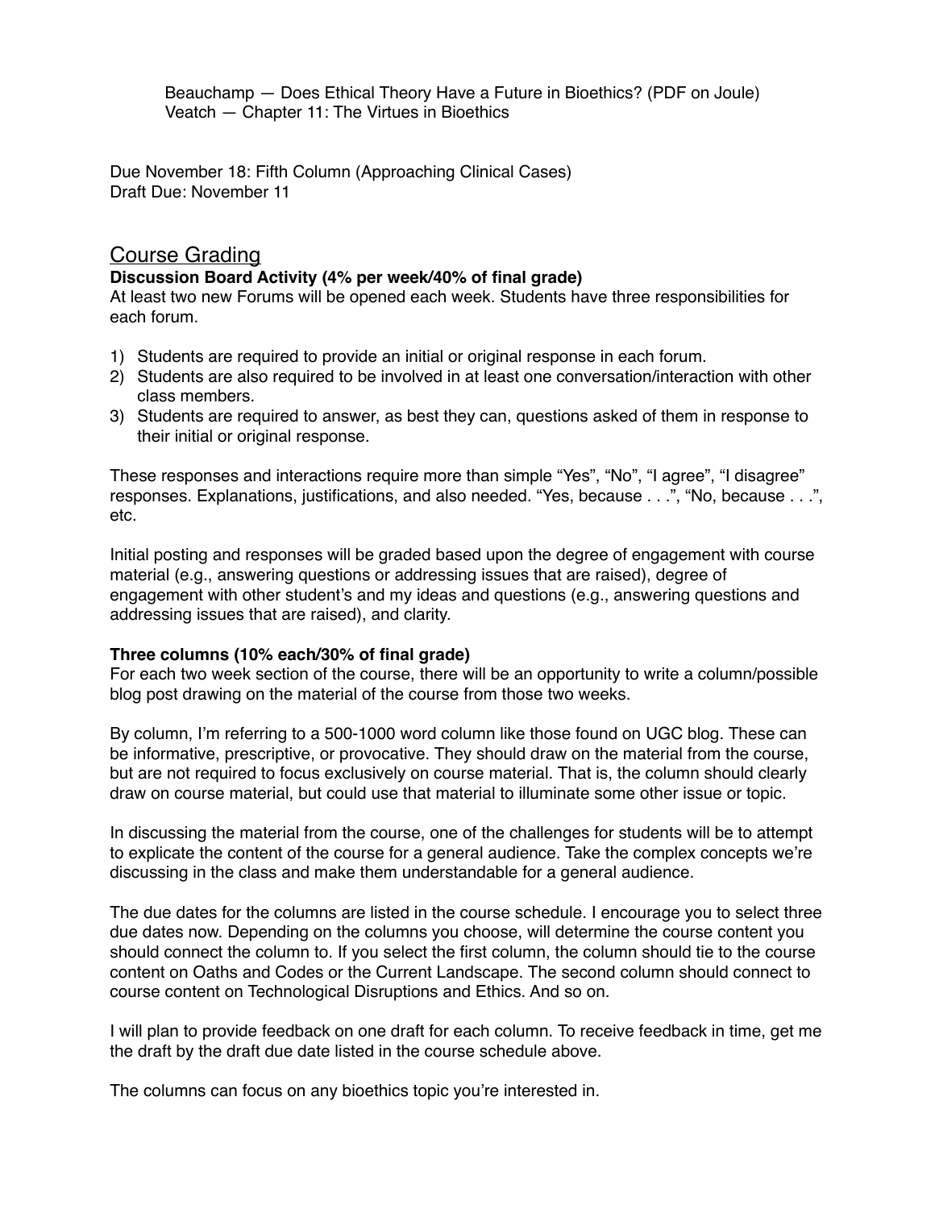Beauchamp — Does Ethical Theory Have a Future in Bioethics? (PDF on Joule)
Veatch — Chapter 11: The Virtues in Bioethics

Due November 18: Fifth Column (Approaching Clinical Cases)
Draft Due: November 11

## Course Grading

**Discussion Board Activity (4% per week/40% of final grade)**

At least two new Forums will be opened each week. Students have three responsibilities for each forum.

1) Students are required to provide an initial or original response in each forum.
2) Students are also required to be involved in at least one conversation/interaction with other class members.
3) Students are required to answer, as best they can, questions asked of them in response to their initial or original response.

These responses and interactions require more than simple "Yes", "No", "I agree", "I disagree" responses. Explanations, justifications, and also needed. "Yes, because . . .", "No, because . . .", etc.

Initial posting and responses will be graded based upon the degree of engagement with course material (e.g., answering questions or addressing issues that are raised), degree of engagement with other student's and my ideas and questions (e.g., answering questions and addressing issues that are raised), and clarity.

**Three columns (10% each/30% of final grade)**

For each two week section of the course, there will be an opportunity to write a column/possible blog post drawing on the material of the course from those two weeks.

By column, I'm referring to a 500-1000 word column like those found on UGC blog. These can be informative, prescriptive, or provocative. They should draw on the material from the course, but are not required to focus exclusively on course material. That is, the column should clearly draw on course material, but could use that material to illuminate some other issue or topic.

In discussing the material from the course, one of the challenges for students will be to attempt to explicate the content of the course for a general audience. Take the complex concepts we're discussing in the class and make them understandable for a general audience.

The due dates for the columns are listed in the course schedule. I encourage you to select three due dates now. Depending on the columns you choose, will determine the course content you should connect the column to. If you select the first column, the column should tie to the course content on Oaths and Codes or the Current Landscape. The second column should connect to course content on Technological Disruptions and Ethics. And so on.

I will plan to provide feedback on one draft for each column. To receive feedback in time, get me the draft by the draft due date listed in the course schedule above.

The columns can focus on any bioethics topic you're interested in.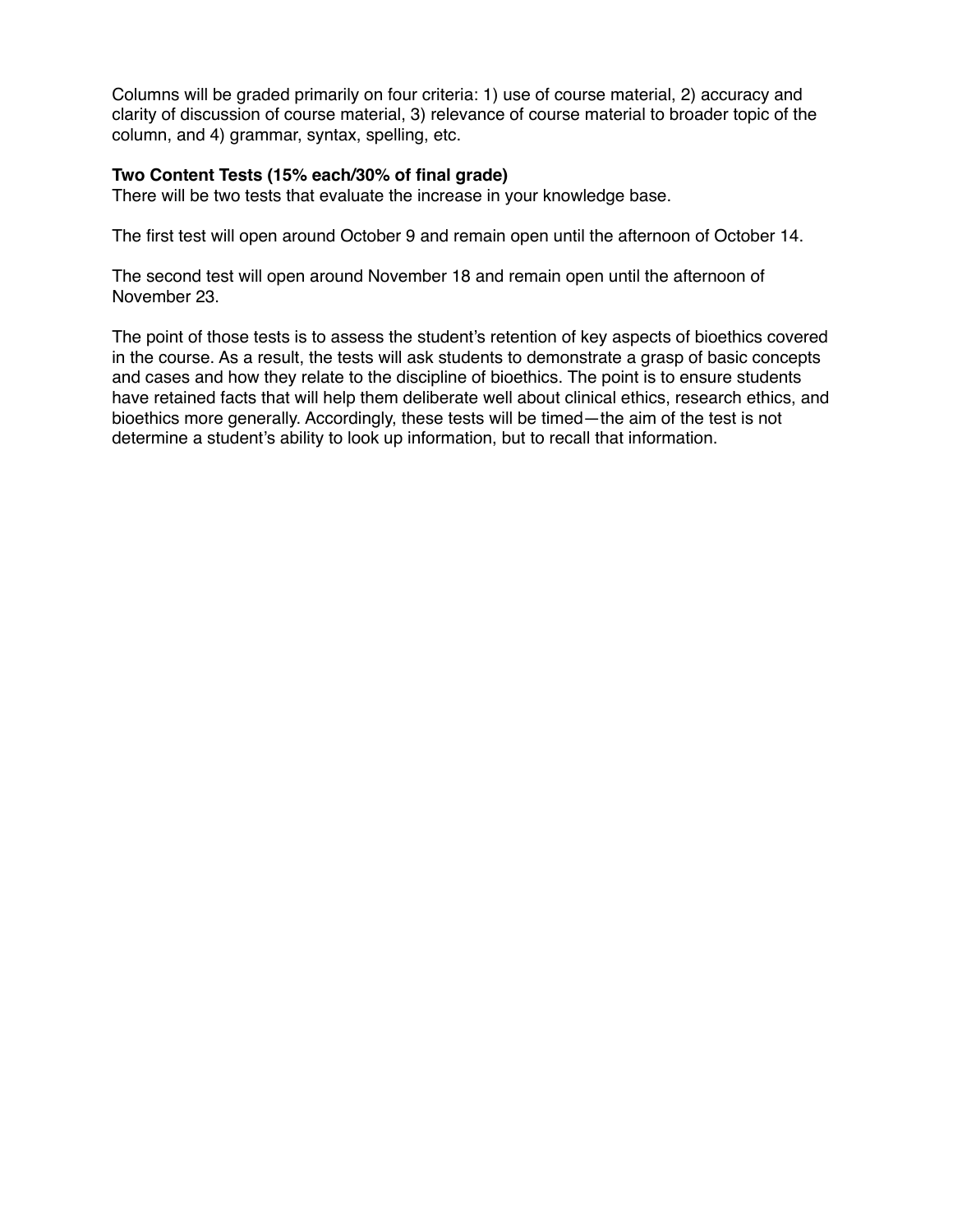Columns will be graded primarily on four criteria: 1) use of course material, 2) accuracy and clarity of discussion of course material, 3) relevance of course material to broader topic of the column, and 4) grammar, syntax, spelling, etc.

**Two Content Tests (15% each/30% of final grade)**
There will be two tests that evaluate the increase in your knowledge base.

The first test will open around October 9 and remain open until the afternoon of October 14.

The second test will open around November 18 and remain open until the afternoon of November 23.

The point of those tests is to assess the student's retention of key aspects of bioethics covered in the course. As a result, the tests will ask students to demonstrate a grasp of basic concepts and cases and how they relate to the discipline of bioethics. The point is to ensure students have retained facts that will help them deliberate well about clinical ethics, research ethics, and bioethics more generally. Accordingly, these tests will be timed—the aim of the test is not determine a student's ability to look up information, but to recall that information.